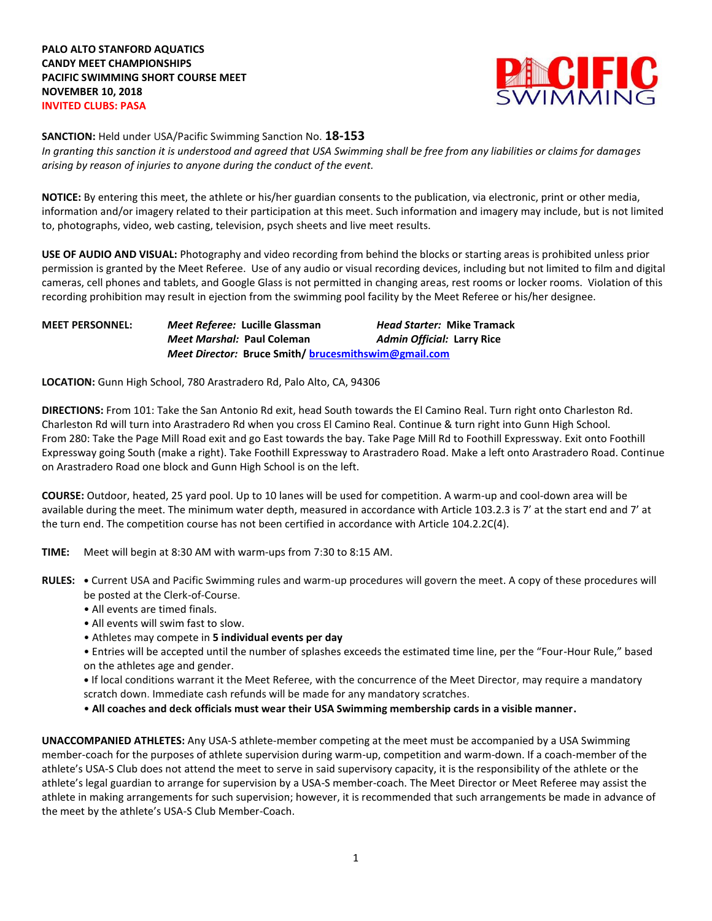**PALO ALTO STANFORD AQUATICS**
**CANDY MEET CHAMPIONSHIPS**
**PACIFIC SWIMMING SHORT COURSE MEET**
**NOVEMBER 10, 2018**
**INVITED CLUBS: PASA**

**SANCTION:** Held under USA/Pacific Swimming Sanction No. **18-153**
*In granting this sanction it is understood and agreed that USA Swimming shall be free from any liabilities or claims for damages arising by reason of injuries to anyone during the conduct of the event.*

**NOTICE:** By entering this meet, the athlete or his/her guardian consents to the publication, via electronic, print or other media, information and/or imagery related to their participation at this meet. Such information and imagery may include, but is not limited to, photographs, video, web casting, television, psych sheets and live meet results.

**USE OF AUDIO AND VISUAL:** Photography and video recording from behind the blocks or starting areas is prohibited unless prior permission is granted by the Meet Referee. Use of any audio or visual recording devices, including but not limited to film and digital cameras, cell phones and tablets, and Google Glass is not permitted in changing areas, rest rooms or locker rooms. Violation of this recording prohibition may result in ejection from the swimming pool facility by the Meet Referee or his/her designee.

**MEET PERSONNEL:**
*Meet Referee:* **Lucille Glassman** — *Head Starter:* **Mike Tramack**
*Meet Marshal:* **Paul Coleman** — *Admin Official:* **Larry Rice**
*Meet Director:* **Bruce Smith/ brucesmithswim@gmail.com**

**LOCATION:** Gunn High School, 780 Arastradero Rd, Palo Alto, CA, 94306

**DIRECTIONS:** From 101: Take the San Antonio Rd exit, head South towards the El Camino Real. Turn right onto Charleston Rd. Charleston Rd will turn into Arastradero Rd when you cross El Camino Real. Continue & turn right into Gunn High School.
From 280: Take the Page Mill Road exit and go East towards the bay. Take Page Mill Rd to Foothill Expressway. Exit onto Foothill Expressway going South (make a right). Take Foothill Expressway to Arastradero Road. Make a left onto Arastradero Road. Continue on Arastradero Road one block and Gunn High School is on the left.

**COURSE:** Outdoor, heated, 25 yard pool. Up to 10 lanes will be used for competition. A warm-up and cool-down area will be available during the meet. The minimum water depth, measured in accordance with Article 103.2.3 is 7' at the start end and 7' at the turn end. The competition course has not been certified in accordance with Article 104.2.2C(4).

**TIME:** Meet will begin at 8:30 AM with warm-ups from 7:30 to 8:15 AM.

**RULES:**
- Current USA and Pacific Swimming rules and warm-up procedures will govern the meet. A copy of these procedures will be posted at the Clerk-of-Course.
- All events are timed finals.
- All events will swim fast to slow.
- Athletes may compete in **5 individual events per day**
- Entries will be accepted until the number of splashes exceeds the estimated time line, per the "Four-Hour Rule," based on the athletes age and gender.
- If local conditions warrant it the Meet Referee, with the concurrence of the Meet Director, may require a mandatory scratch down. Immediate cash refunds will be made for any mandatory scratches.
- **All coaches and deck officials must wear their USA Swimming membership cards in a visible manner.**

**UNACCOMPANIED ATHLETES:** Any USA-S athlete-member competing at the meet must be accompanied by a USA Swimming member-coach for the purposes of athlete supervision during warm-up, competition and warm-down. If a coach-member of the athlete's USA-S Club does not attend the meet to serve in said supervisory capacity, it is the responsibility of the athlete or the athlete's legal guardian to arrange for supervision by a USA-S member-coach. The Meet Director or Meet Referee may assist the athlete in making arrangements for such supervision; however, it is recommended that such arrangements be made in advance of the meet by the athlete's USA-S Club Member-Coach.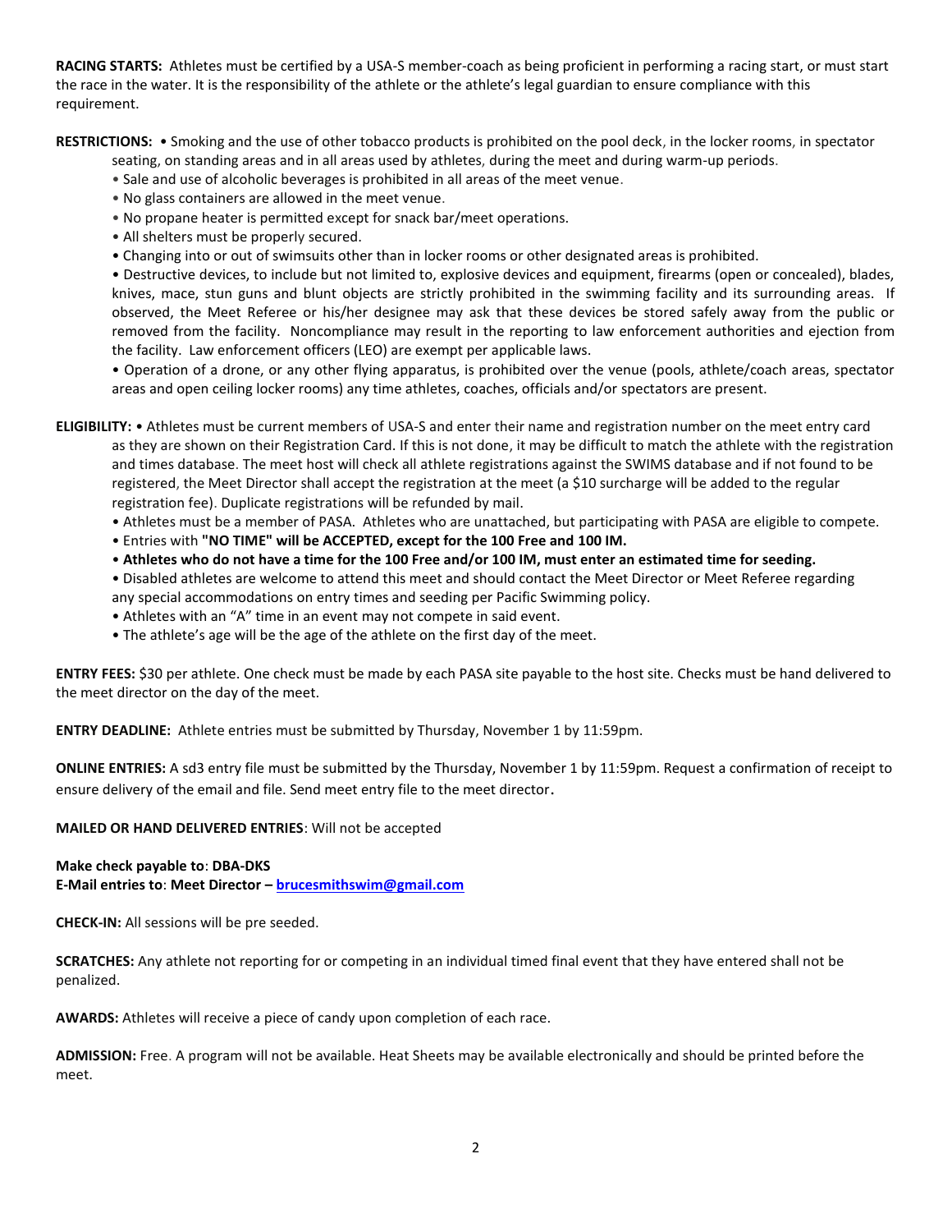**RACING STARTS:** Athletes must be certified by a USA-S member-coach as being proficient in performing a racing start, or must start the race in the water. It is the responsibility of the athlete or the athlete's legal guardian to ensure compliance with this requirement.

**RESTRICTIONS:** • Smoking and the use of other tobacco products is prohibited on the pool deck, in the locker rooms, in spectator seating, on standing areas and in all areas used by athletes, during the meet and during warm-up periods.

- Sale and use of alcoholic beverages is prohibited in all areas of the meet venue.
- No glass containers are allowed in the meet venue.
- No propane heater is permitted except for snack bar/meet operations.
- All shelters must be properly secured.
- Changing into or out of swimsuits other than in locker rooms or other designated areas is prohibited.
- Destructive devices, to include but not limited to, explosive devices and equipment, firearms (open or concealed), blades, knives, mace, stun guns and blunt objects are strictly prohibited in the swimming facility and its surrounding areas. If observed, the Meet Referee or his/her designee may ask that these devices be stored safely away from the public or removed from the facility. Noncompliance may result in the reporting to law enforcement authorities and ejection from the facility. Law enforcement officers (LEO) are exempt per applicable laws.
- Operation of a drone, or any other flying apparatus, is prohibited over the venue (pools, athlete/coach areas, spectator areas and open ceiling locker rooms) any time athletes, coaches, officials and/or spectators are present.

**ELIGIBILITY:** • Athletes must be current members of USA-S and enter their name and registration number on the meet entry card as they are shown on their Registration Card. If this is not done, it may be difficult to match the athlete with the registration and times database. The meet host will check all athlete registrations against the SWIMS database and if not found to be registered, the Meet Director shall accept the registration at the meet (a $10 surcharge will be added to the regular registration fee). Duplicate registrations will be refunded by mail.

- Athletes must be a member of PASA. Athletes who are unattached, but participating with PASA are eligible to compete.
- Entries with **"NO TIME" will be ACCEPTED, except for the 100 Free and 100 IM.**
- **Athletes who do not have a time for the 100 Free and/or 100 IM, must enter an estimated time for seeding.**
- Disabled athletes are welcome to attend this meet and should contact the Meet Director or Meet Referee regarding any special accommodations on entry times and seeding per Pacific Swimming policy.
- Athletes with an "A" time in an event may not compete in said event.
- The athlete's age will be the age of the athlete on the first day of the meet.

**ENTRY FEES:** $30 per athlete. One check must be made by each PASA site payable to the host site. Checks must be hand delivered to the meet director on the day of the meet.

**ENTRY DEADLINE:** Athlete entries must be submitted by Thursday, November 1 by 11:59pm.

**ONLINE ENTRIES:** A sd3 entry file must be submitted by the Thursday, November 1 by 11:59pm. Request a confirmation of receipt to ensure delivery of the email and file. Send meet entry file to the meet director.

**MAILED OR HAND DELIVERED ENTRIES**: Will not be accepted

**Make check payable to**: **DBA-DKS**
**E-Mail entries to**: **Meet Director – brucesmithswim@gmail.com**

**CHECK-IN:** All sessions will be pre seeded.

**SCRATCHES:** Any athlete not reporting for or competing in an individual timed final event that they have entered shall not be penalized.

**AWARDS:** Athletes will receive a piece of candy upon completion of each race.

**ADMISSION:** Free. A program will not be available. Heat Sheets may be available electronically and should be printed before the meet.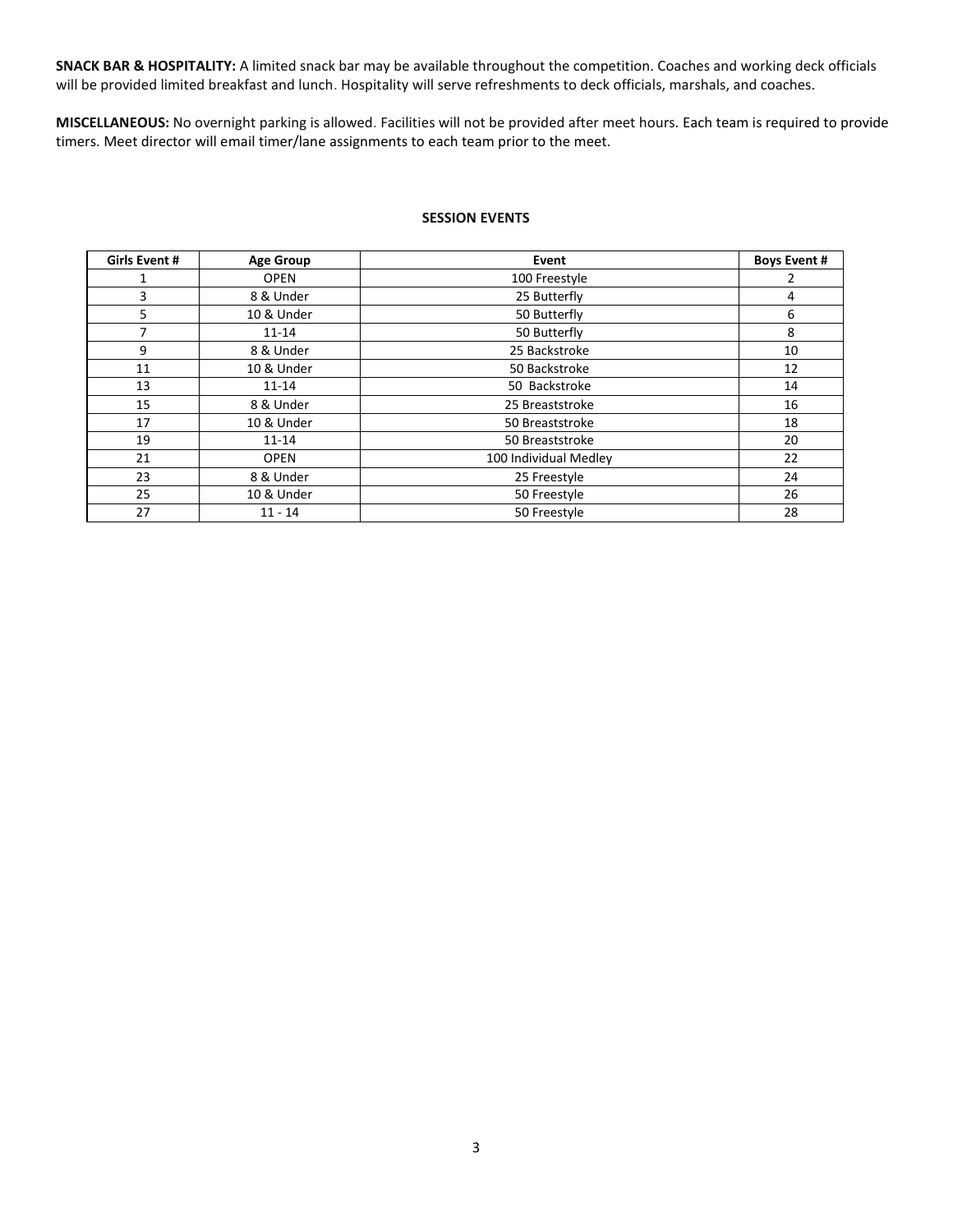**SNACK BAR & HOSPITALITY:** A limited snack bar may be available throughout the competition. Coaches and working deck officials will be provided limited breakfast and lunch. Hospitality will serve refreshments to deck officials, marshals, and coaches.

**MISCELLANEOUS:** No overnight parking is allowed. Facilities will not be provided after meet hours. Each team is required to provide timers. Meet director will email timer/lane assignments to each team prior to the meet.

**SESSION EVENTS**

| Girls Event # | Age Group | Event | Boys Event # |
|---|---|---|---|
| 1 | OPEN | 100 Freestyle | 2 |
| 3 | 8 & Under | 25 Butterfly | 4 |
| 5 | 10 & Under | 50 Butterfly | 6 |
| 7 | 11-14 | 50 Butterfly | 8 |
| 9 | 8 & Under | 25 Backstroke | 10 |
| 11 | 10 & Under | 50 Backstroke | 12 |
| 13 | 11-14 | 50 Backstroke | 14 |
| 15 | 8 & Under | 25 Breaststroke | 16 |
| 17 | 10 & Under | 50 Breaststroke | 18 |
| 19 | 11-14 | 50 Breaststroke | 20 |
| 21 | OPEN | 100 Individual Medley | 22 |
| 23 | 8 & Under | 25 Freestyle | 24 |
| 25 | 10 & Under | 50 Freestyle | 26 |
| 27 | 11 - 14 | 50 Freestyle | 28 |